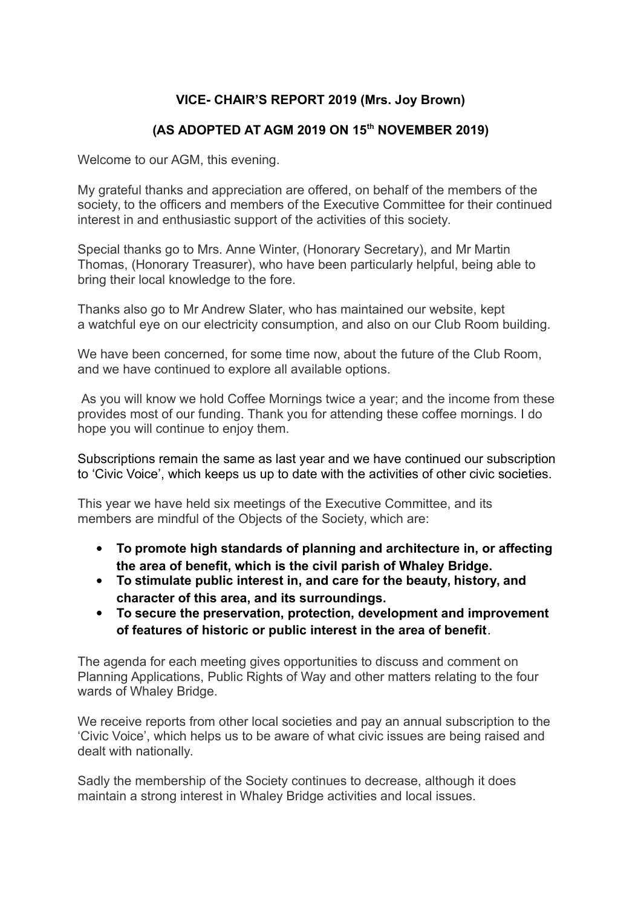# VICE- CHAIR'S REPORT 2019 (Mrs. Joy Brown)

## (AS ADOPTED AT AGM 2019 ON 15th NOVEMBER 2019)

Welcome to our AGM, this evening.

My grateful thanks and appreciation are offered, on behalf of the members of the society, to the officers and members of the Executive Committee for their continued interest in and enthusiastic support of the activities of this society.

Special thanks go to Mrs. Anne Winter, (Honorary Secretary), and Mr Martin Thomas, (Honorary Treasurer), who have been particularly helpful, being able to bring their local knowledge to the fore.

Thanks also go to Mr Andrew Slater, who has maintained our website, kept a watchful eye on our electricity consumption, and also on our Club Room building.

We have been concerned, for some time now, about the future of the Club Room, and we have continued to explore all available options.

As you will know we hold Coffee Mornings twice a year; and the income from these provides most of our funding. Thank you for attending these coffee mornings. I do hope you will continue to enjoy them.

Subscriptions remain the same as last year and we have continued our subscription to 'Civic Voice', which keeps us up to date with the activities of other civic societies.

This year we have held six meetings of the Executive Committee, and its members are mindful of the Objects of the Society, which are:

- **To promote high standards of planning and architecture in, or affecting the area of benefit, which is the civil parish of Whaley Bridge.**
- **To stimulate public interest in, and care for the beauty, history, and character of this area, and its surroundings.**
- **To secure the preservation, protection, development and improvement of features of historic or public interest in the area of benefit**.

The agenda for each meeting gives opportunities to discuss and comment on Planning Applications, Public Rights of Way and other matters relating to the four wards of Whaley Bridge.

We receive reports from other local societies and pay an annual subscription to the 'Civic Voice', which helps us to be aware of what civic issues are being raised and dealt with nationally.

Sadly the membership of the Society continues to decrease, although it does maintain a strong interest in Whaley Bridge activities and local issues.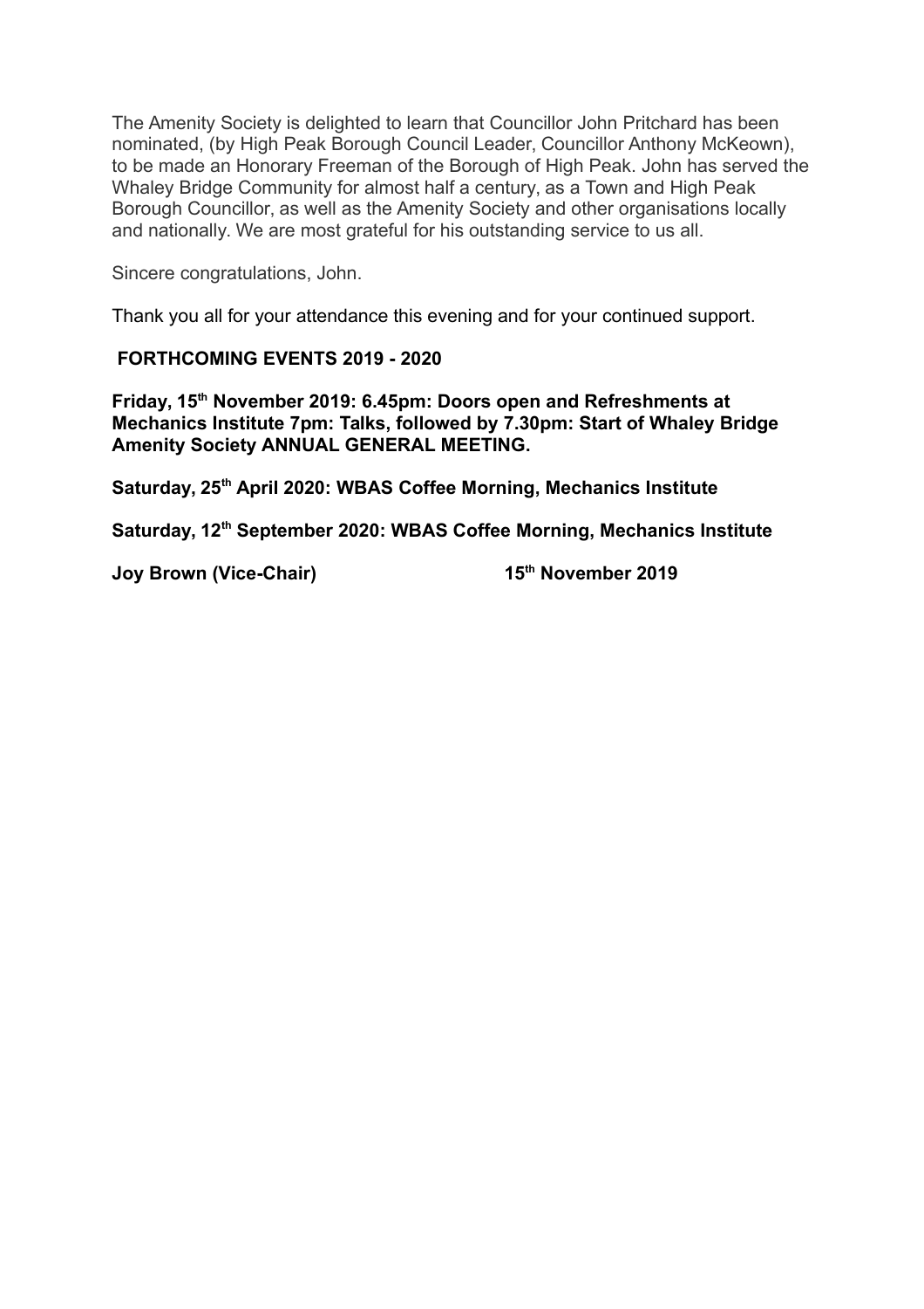The Amenity Society is delighted to learn that Councillor John Pritchard has been nominated, (by High Peak Borough Council Leader, Councillor Anthony McKeown), to be made an Honorary Freeman of the Borough of High Peak. John has served the Whaley Bridge Community for almost half a century, as a Town and High Peak Borough Councillor, as well as the Amenity Society and other organisations locally and nationally. We are most grateful for his outstanding service to us all.

Sincere congratulations, John.

Thank you all for your attendance this evening and for your continued support.

**FORTHCOMING EVENTS 2019 - 2020**

**Friday, 15th November 2019: 6.45pm: Doors open and Refreshments at Mechanics Institute 7pm: Talks, followed by 7.30pm: Start of Whaley Bridge Amenity Society ANNUAL GENERAL MEETING.**

**Saturday, 25th April 2020: WBAS Coffee Morning, Mechanics Institute**

**Saturday, 12th September 2020: WBAS Coffee Morning, Mechanics Institute**

**Joy Brown (Vice-Chair)** **15th November 2019**